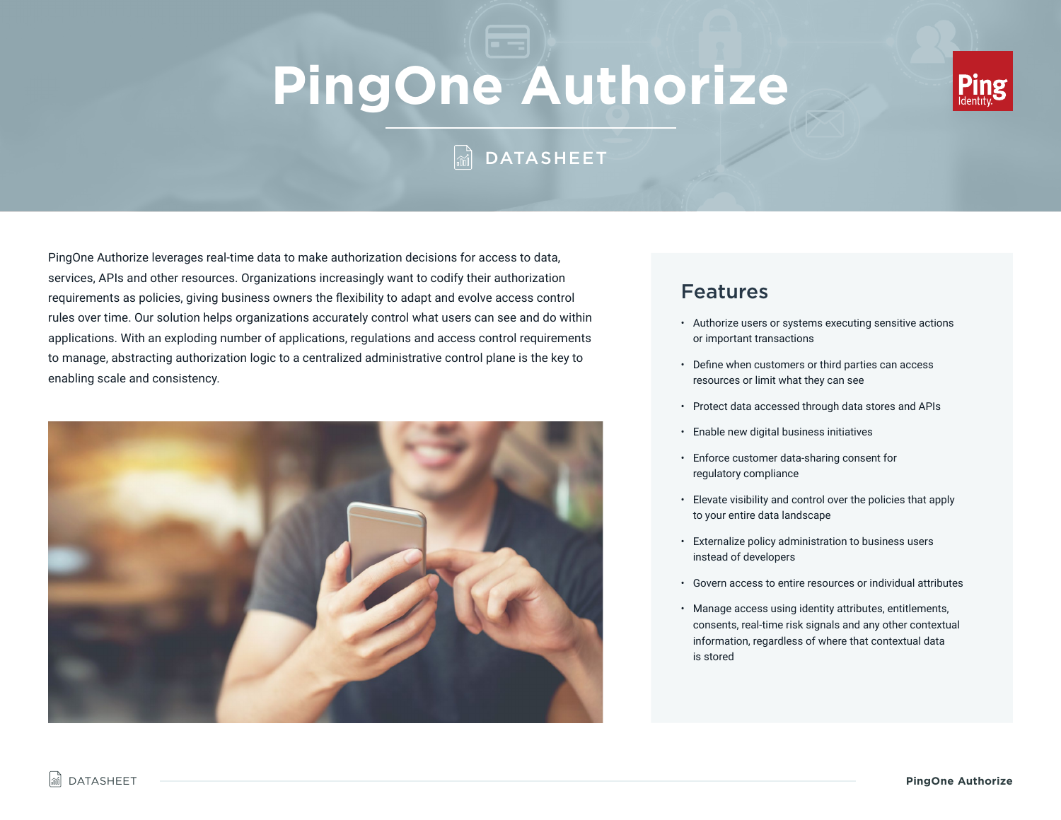# PingOne Authorize

DATASHEET

PingOne Authorize leverages real-time data to make authorization decisions for access to data, services, APIs and other resources. Organizations increasingly want to codify their authorization requirements as policies, giving business owners the flexibility to adapt and evolve access control rules over time. Our solution helps organizations accurately control what users can see and do within applications. With an exploding number of applications, regulations and access control requirements to manage, abstracting authorization logic to a centralized administrative control plane is the key to enabling scale and consistency.

## Features

- Authorize users or systems executing sensitive actions or important transactions
- Define when customers or third parties can access resources or limit what they can see
- Protect data accessed through data stores and APIs
- Enable new digital business initiatives
- Enforce customer data-sharing consent for regulatory compliance
- Elevate visibility and control over the policies that apply to your entire data landscape
- Externalize policy administration to business users instead of developers
- Govern access to entire resources or individual attributes
- Manage access using identity attributes, entitlements, consents, real-time risk signals and any other contextual information, regardless of where that contextual data is stored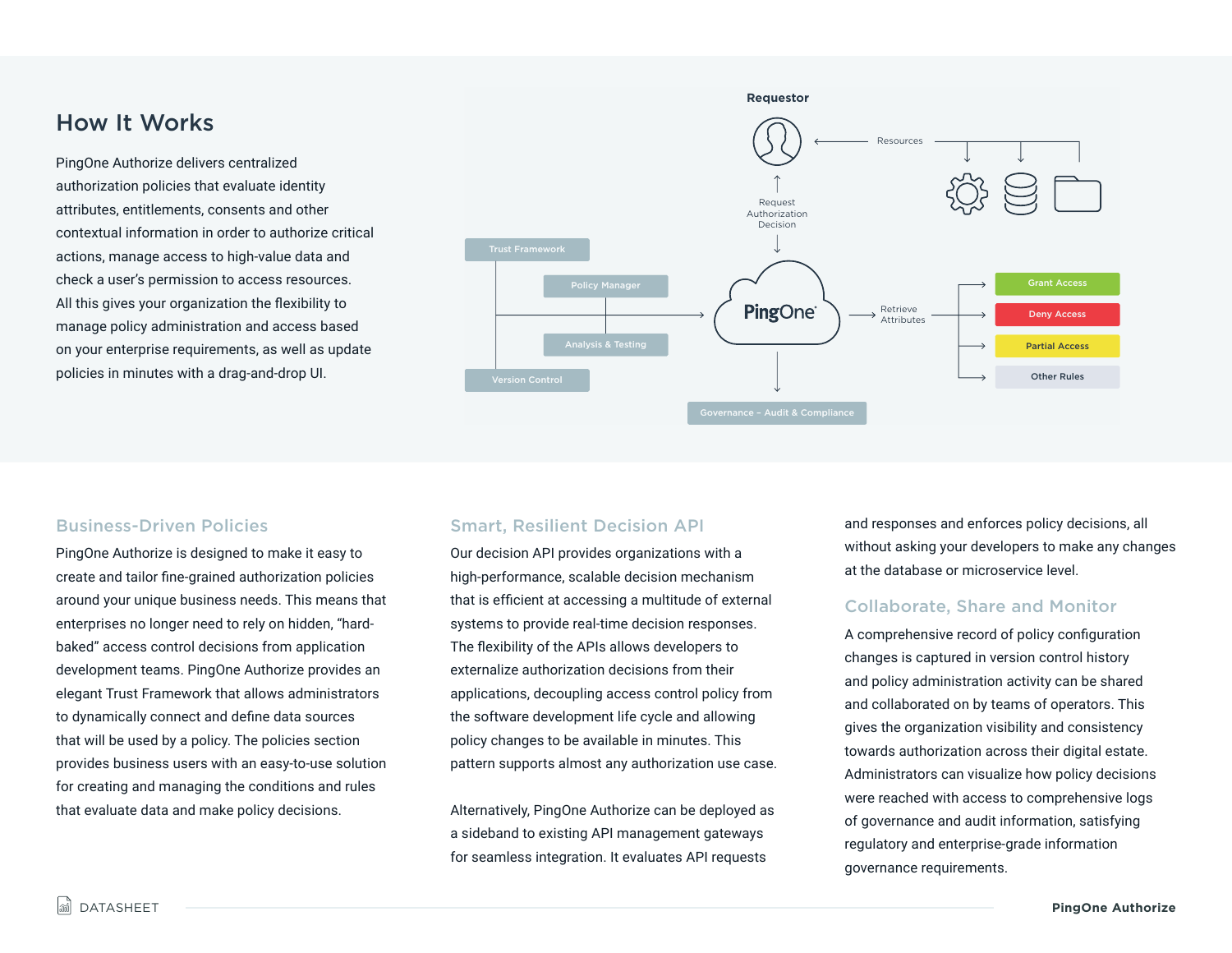## How It Works

PingOne Authorize delivers centralized authorization policies that evaluate identity attributes, entitlements, consents and other contextual information in order to authorize critical actions, manage access to high-value data and check a user's permission to access resources. All this gives your organization the flexibility to manage policy administration and access based on your enterprise requirements, as well as update policies in minutes with a drag-and-drop UI.

Requestor

Resources

Request Authorization Decision

Trust Framework

Policy Manager

Analysis & Testing

Version Control

PingOne

Retrieve Attributes

Grant Access

Deny Access

Partial Access

Other Rules

Governance – Audit & Compliance

### Business-Driven Policies

PingOne Authorize is designed to make it easy to create and tailor fine-grained authorization policies around your unique business needs. This means that enterprises no longer need to rely on hidden, "hard-baked" access control decisions from application development teams. PingOne Authorize provides an elegant Trust Framework that allows administrators to dynamically connect and define data sources that will be used by a policy. The policies section provides business users with an easy-to-use solution for creating and managing the conditions and rules that evaluate data and make policy decisions.

### Smart, Resilient Decision API

Our decision API provides organizations with a high-performance, scalable decision mechanism that is efficient at accessing a multitude of external systems to provide real-time decision responses. The flexibility of the APIs allows developers to externalize authorization decisions from their applications, decoupling access control policy from the software development life cycle and allowing policy changes to be available in minutes. This pattern supports almost any authorization use case.

Alternatively, PingOne Authorize can be deployed as a sideband to existing API management gateways for seamless integration. It evaluates API requests and responses and enforces policy decisions, all without asking your developers to make any changes at the database or microservice level.

### Collaborate, Share and Monitor

A comprehensive record of policy configuration changes is captured in version control history and policy administration activity can be shared and collaborated on by teams of operators. This gives the organization visibility and consistency towards authorization across their digital estate. Administrators can visualize how policy decisions were reached with access to comprehensive logs of governance and audit information, satisfying regulatory and enterprise-grade information governance requirements.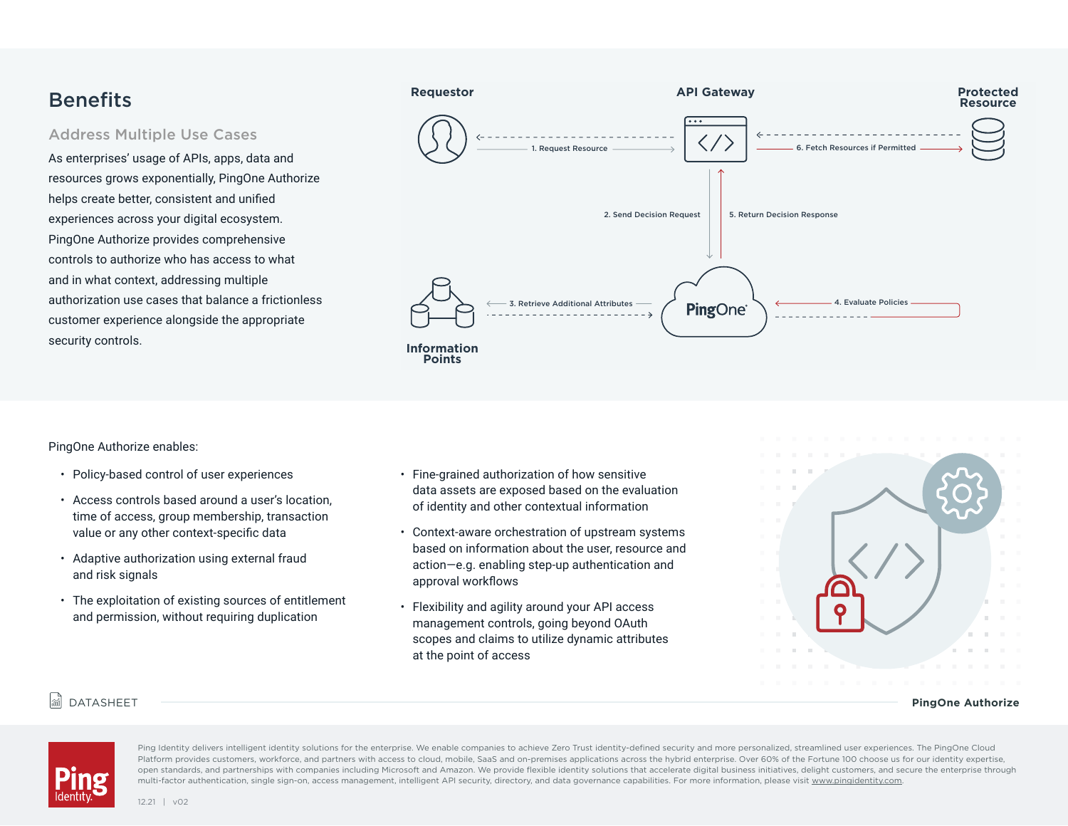## Benefits

### Address Multiple Use Cases

As enterprises' usage of APIs, apps, data and resources grows exponentially, PingOne Authorize helps create better, consistent and unified experiences across your digital ecosystem. PingOne Authorize provides comprehensive controls to authorize who has access to what and in what context, addressing multiple authorization use cases that balance a frictionless customer experience alongside the appropriate security controls.

Requestor

API Gateway

Protected Resource

1. Request Resource

6. Fetch Resources if Permitted

2. Send Decision Request

5. Return Decision Response

3. Retrieve Additional Attributes

4. Evaluate Policies

PingOne

Information Points

PingOne Authorize enables:

- Policy-based control of user experiences
- Access controls based around a user's location, time of access, group membership, transaction value or any other context-specific data
- Adaptive authorization using external fraud and risk signals
- The exploitation of existing sources of entitlement and permission, without requiring duplication
- Fine-grained authorization of how sensitive data assets are exposed based on the evaluation of identity and other contextual information
- Context-aware orchestration of upstream systems based on information about the user, resource and action—e.g. enabling step-up authentication and approval workflows
- Flexibility and agility around your API access management controls, going beyond OAuth scopes and claims to utilize dynamic attributes at the point of access

Ping Identity delivers intelligent identity solutions for the enterprise. We enable companies to achieve Zero Trust identity-defined security and more personalized, streamlined user experiences. The PingOne Cloud Platform provides customers, workforce, and partners with access to cloud, mobile, SaaS and on-premises applications across the hybrid enterprise. Over 60% of the Fortune 100 choose us for our identity expertise, open standards, and partnerships with companies including Microsoft and Amazon. We provide flexible identity solutions that accelerate digital business initiatives, delight customers, and secure the enterprise through multi-factor authentication, single sign-on, access management, intelligent API security, directory, and data governance capabilities. For more information, please visit www.pingidentity.com.

12.21 | v02